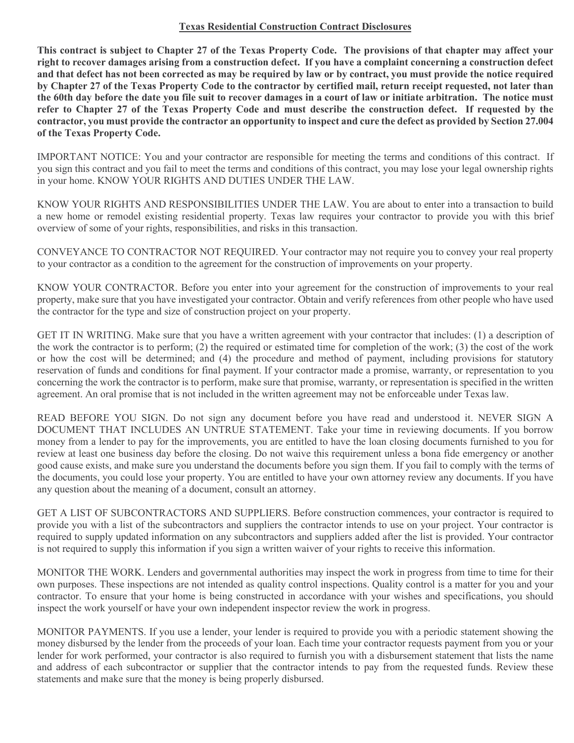# Texas Residential Construction Contract Disclosures

**This contract is subject to Chapter 27 of the Texas Property Code. The provisions of that chapter may affect your right to recover damages arising from a construction defect. If you have a complaint concerning a construction defect and that defect has not been corrected as may be required by law or by contract, you must provide the notice required by Chapter 27 of the Texas Property Code to the contractor by certified mail, return receipt requested, not later than the 60th day before the date you file suit to recover damages in a court of law or initiate arbitration. The notice must refer to Chapter 27 of the Texas Property Code and must describe the construction defect. If requested by the contractor, you must provide the contractor an opportunity to inspect and cure the defect as provided by Section 27.004 of the Texas Property Code.**

IMPORTANT NOTICE: You and your contractor are responsible for meeting the terms and conditions of this contract. If you sign this contract and you fail to meet the terms and conditions of this contract, you may lose your legal ownership rights in your home. KNOW YOUR RIGHTS AND DUTIES UNDER THE LAW.

KNOW YOUR RIGHTS AND RESPONSIBILITIES UNDER THE LAW. You are about to enter into a transaction to build a new home or remodel existing residential property. Texas law requires your contractor to provide you with this brief overview of some of your rights, responsibilities, and risks in this transaction.

CONVEYANCE TO CONTRACTOR NOT REQUIRED. Your contractor may not require you to convey your real property to your contractor as a condition to the agreement for the construction of improvements on your property.

KNOW YOUR CONTRACTOR. Before you enter into your agreement for the construction of improvements to your real property, make sure that you have investigated your contractor. Obtain and verify references from other people who have used the contractor for the type and size of construction project on your property.

GET IT IN WRITING. Make sure that you have a written agreement with your contractor that includes: (1) a description of the work the contractor is to perform; (2) the required or estimated time for completion of the work; (3) the cost of the work or how the cost will be determined; and (4) the procedure and method of payment, including provisions for statutory reservation of funds and conditions for final payment. If your contractor made a promise, warranty, or representation to you concerning the work the contractor is to perform, make sure that promise, warranty, or representation is specified in the written agreement. An oral promise that is not included in the written agreement may not be enforceable under Texas law.

READ BEFORE YOU SIGN. Do not sign any document before you have read and understood it. NEVER SIGN A DOCUMENT THAT INCLUDES AN UNTRUE STATEMENT. Take your time in reviewing documents. If you borrow money from a lender to pay for the improvements, you are entitled to have the loan closing documents furnished to you for review at least one business day before the closing. Do not waive this requirement unless a bona fide emergency or another good cause exists, and make sure you understand the documents before you sign them. If you fail to comply with the terms of the documents, you could lose your property. You are entitled to have your own attorney review any documents. If you have any question about the meaning of a document, consult an attorney.

GET A LIST OF SUBCONTRACTORS AND SUPPLIERS. Before construction commences, your contractor is required to provide you with a list of the subcontractors and suppliers the contractor intends to use on your project. Your contractor is required to supply updated information on any subcontractors and suppliers added after the list is provided. Your contractor is not required to supply this information if you sign a written waiver of your rights to receive this information.

MONITOR THE WORK. Lenders and governmental authorities may inspect the work in progress from time to time for their own purposes. These inspections are not intended as quality control inspections. Quality control is a matter for you and your contractor. To ensure that your home is being constructed in accordance with your wishes and specifications, you should inspect the work yourself or have your own independent inspector review the work in progress.

MONITOR PAYMENTS. If you use a lender, your lender is required to provide you with a periodic statement showing the money disbursed by the lender from the proceeds of your loan. Each time your contractor requests payment from you or your lender for work performed, your contractor is also required to furnish you with a disbursement statement that lists the name and address of each subcontractor or supplier that the contractor intends to pay from the requested funds. Review these statements and make sure that the money is being properly disbursed.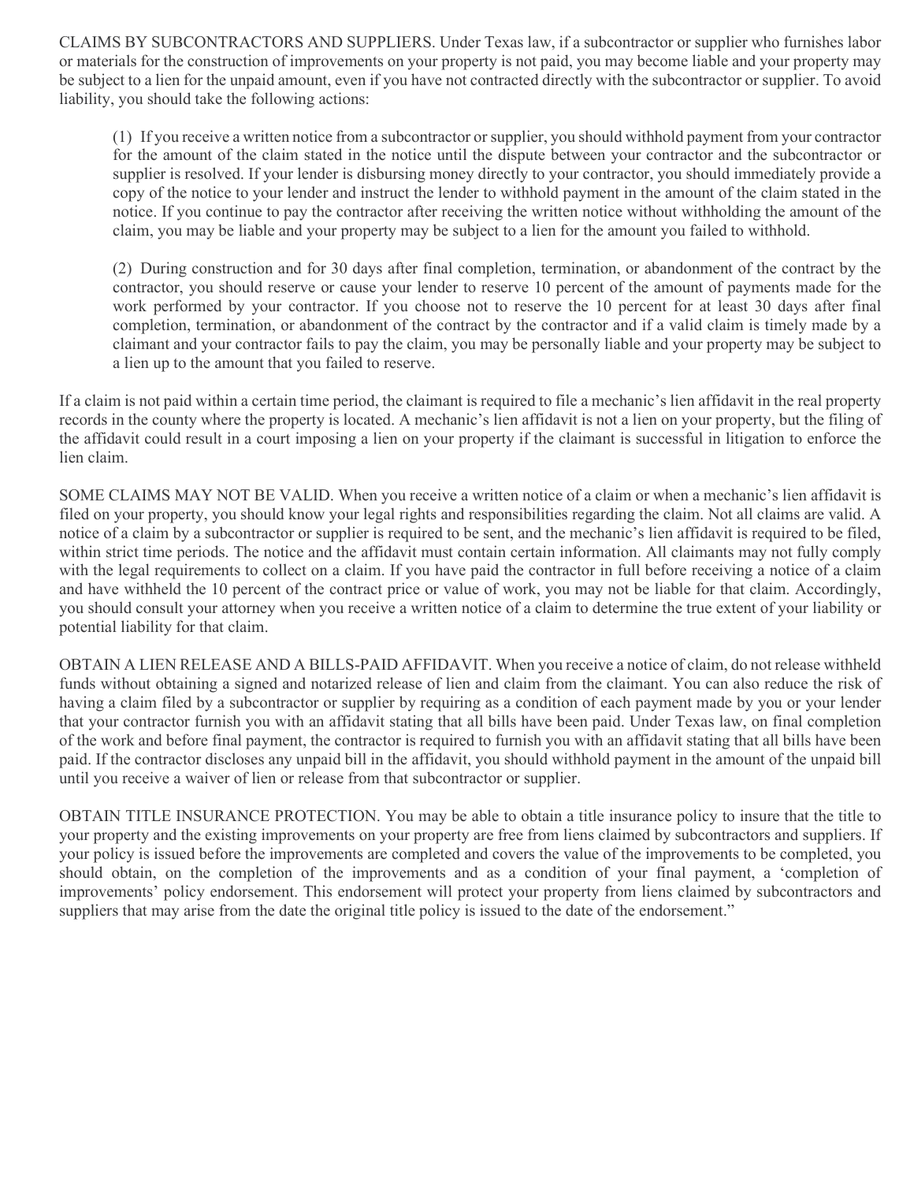CLAIMS BY SUBCONTRACTORS AND SUPPLIERS. Under Texas law, if a subcontractor or supplier who furnishes labor or materials for the construction of improvements on your property is not paid, you may become liable and your property may be subject to a lien for the unpaid amount, even if you have not contracted directly with the subcontractor or supplier. To avoid liability, you should take the following actions:

(1) If you receive a written notice from a subcontractor or supplier, you should withhold payment from your contractor for the amount of the claim stated in the notice until the dispute between your contractor and the subcontractor or supplier is resolved. If your lender is disbursing money directly to your contractor, you should immediately provide a copy of the notice to your lender and instruct the lender to withhold payment in the amount of the claim stated in the notice. If you continue to pay the contractor after receiving the written notice without withholding the amount of the claim, you may be liable and your property may be subject to a lien for the amount you failed to withhold.

(2) During construction and for 30 days after final completion, termination, or abandonment of the contract by the contractor, you should reserve or cause your lender to reserve 10 percent of the amount of payments made for the work performed by your contractor. If you choose not to reserve the 10 percent for at least 30 days after final completion, termination, or abandonment of the contract by the contractor and if a valid claim is timely made by a claimant and your contractor fails to pay the claim, you may be personally liable and your property may be subject to a lien up to the amount that you failed to reserve.

If a claim is not paid within a certain time period, the claimant is required to file a mechanic's lien affidavit in the real property records in the county where the property is located. A mechanic's lien affidavit is not a lien on your property, but the filing of the affidavit could result in a court imposing a lien on your property if the claimant is successful in litigation to enforce the lien claim.

SOME CLAIMS MAY NOT BE VALID. When you receive a written notice of a claim or when a mechanic's lien affidavit is filed on your property, you should know your legal rights and responsibilities regarding the claim. Not all claims are valid. A notice of a claim by a subcontractor or supplier is required to be sent, and the mechanic's lien affidavit is required to be filed, within strict time periods. The notice and the affidavit must contain certain information. All claimants may not fully comply with the legal requirements to collect on a claim. If you have paid the contractor in full before receiving a notice of a claim and have withheld the 10 percent of the contract price or value of work, you may not be liable for that claim. Accordingly, you should consult your attorney when you receive a written notice of a claim to determine the true extent of your liability or potential liability for that claim.

OBTAIN A LIEN RELEASE AND A BILLS-PAID AFFIDAVIT. When you receive a notice of claim, do not release withheld funds without obtaining a signed and notarized release of lien and claim from the claimant. You can also reduce the risk of having a claim filed by a subcontractor or supplier by requiring as a condition of each payment made by you or your lender that your contractor furnish you with an affidavit stating that all bills have been paid. Under Texas law, on final completion of the work and before final payment, the contractor is required to furnish you with an affidavit stating that all bills have been paid. If the contractor discloses any unpaid bill in the affidavit, you should withhold payment in the amount of the unpaid bill until you receive a waiver of lien or release from that subcontractor or supplier.

OBTAIN TITLE INSURANCE PROTECTION. You may be able to obtain a title insurance policy to insure that the title to your property and the existing improvements on your property are free from liens claimed by subcontractors and suppliers. If your policy is issued before the improvements are completed and covers the value of the improvements to be completed, you should obtain, on the completion of the improvements and as a condition of your final payment, a 'completion of improvements' policy endorsement. This endorsement will protect your property from liens claimed by subcontractors and suppliers that may arise from the date the original title policy is issued to the date of the endorsement."